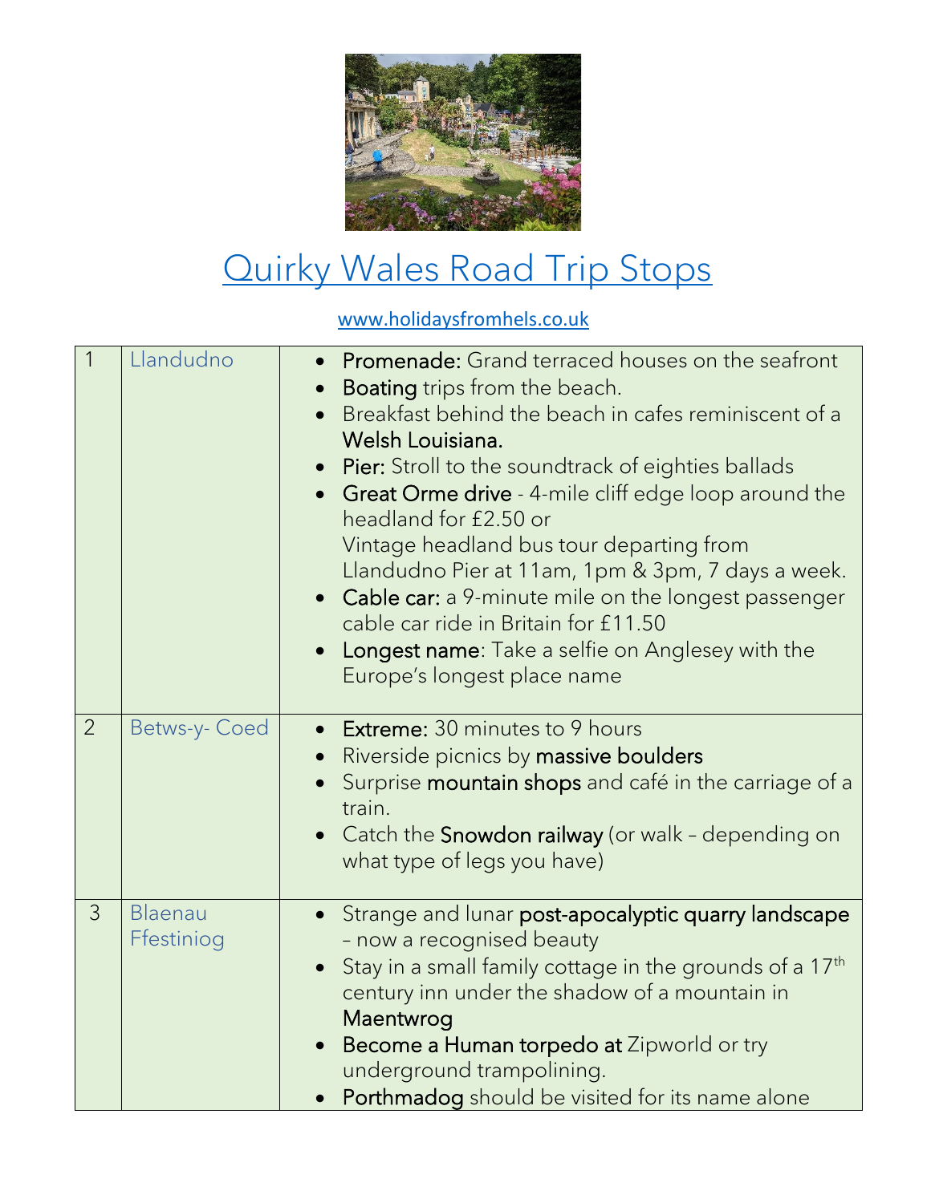# Quirky Wales Road Trip Stops

www.holidaysfromhels.co.uk

| | | |
|---|---|---|
| 1 | Llandudno | • **Promenade:** Grand terraced houses on the seafront<br>• **Boating** trips from the beach.<br>• Breakfast behind the beach in cafes reminiscent of a **Welsh Louisiana.**<br>• **Pier:** Stroll to the soundtrack of eighties ballads<br>• **Great Orme drive** - 4-mile cliff edge loop around the headland for £2.50 or Vintage headland bus tour departing from Llandudno Pier at 11am, 1pm & 3pm, 7 days a week.<br>• **Cable car:** a 9-minute mile on the longest passenger cable car ride in Britain for £11.50<br>• **Longest name**: Take a selfie on Anglesey with the Europe's longest place name |
| 2 | Betws-y- Coed | • **Extreme:** 30 minutes to 9 hours<br>• Riverside picnics by **massive boulders**<br>• Surprise **mountain shops** and café in the carriage of a train.<br>• Catch the **Snowdon railway** (or walk – depending on what type of legs you have) |
| 3 | Blaenau Ffestiniog | • Strange and lunar **post-apocalyptic quarry landscape** – now a recognised beauty<br>• Stay in a small family cottage in the grounds of a 17th century inn under the shadow of a mountain in **Maentwrog**<br>• **Become a Human torpedo at** Zipworld or try underground trampolining.<br>• **Porthmadog** should be visited for its name alone |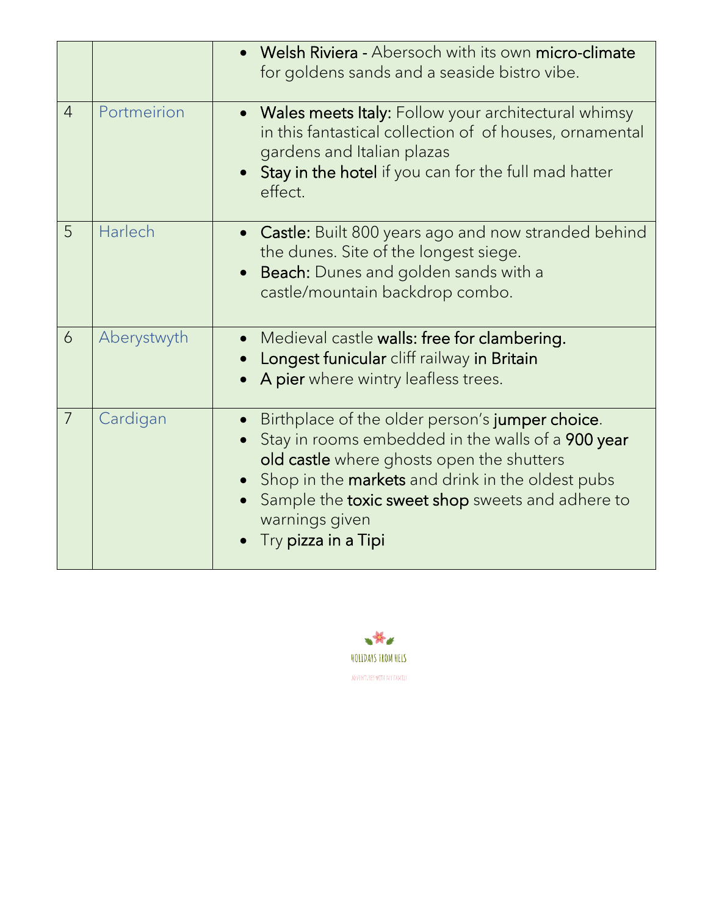| | | |
|---|---|---|
| | | • **Welsh Riviera -** Abersoch with its own **micro-climate** for goldens sands and a seaside bistro vibe. |
| 4 | Portmeirion | • **Wales meets Italy:** Follow your architectural whimsy in this fantastical collection of of houses, ornamental gardens and Italian plazas<br>• **Stay in the hotel** if you can for the full mad hatter effect. |
| 5 | Harlech | • **Castle:** Built 800 years ago and now stranded behind the dunes. Site of the longest siege.<br>• **Beach:** Dunes and golden sands with a castle/mountain backdrop combo. |
| 6 | Aberystwyth | • Medieval castle **walls: free for clambering.**<br>• **Longest funicular** cliff railway **in Britain**<br>• **A pier** where wintry leafless trees. |
| 7 | Cardigan | • Birthplace of the older person's **jumper choice**.<br>• Stay in rooms embedded in the walls of a **900 year old castle** where ghosts open the shutters<br>• Shop in the **markets** and drink in the oldest pubs<br>• Sample the **toxic sweet shop** sweets and adhere to warnings given<br>• Try **pizza in a Tipi** |

HOLIDAYS FROM HELS

ADVENTURES WITH MY FAMILY